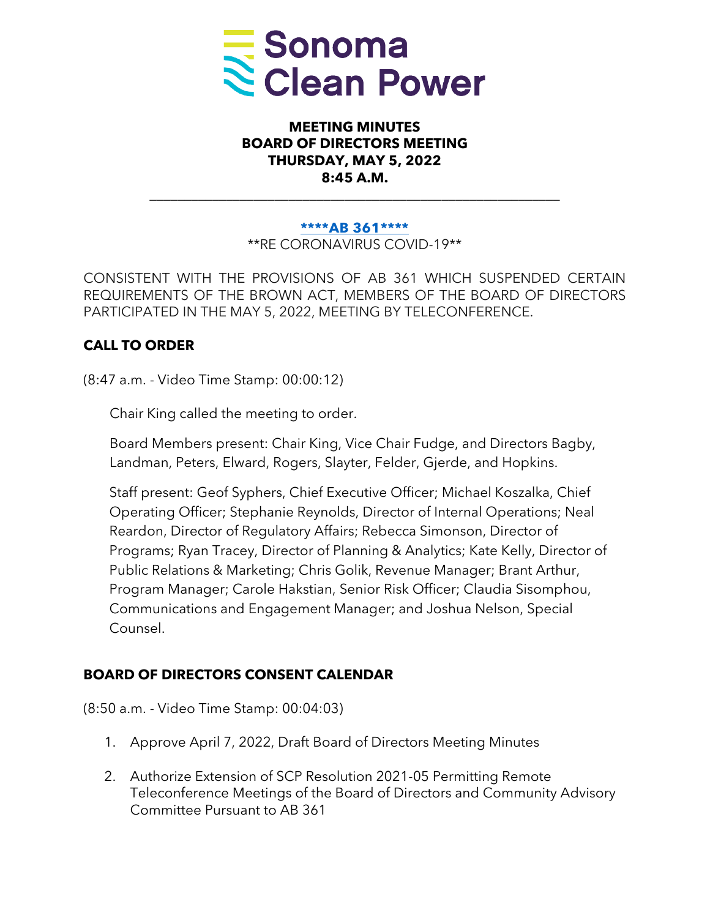# MEETING MINUTES
# BOARD OF DIRECTORS MEETING
# THURSDAY, MAY 5, 2022
# 8:45 A.M.

---

**\*\*\*\*AB 361\*\*\*\***

\*\*RE CORONAVIRUS COVID-19\*\*

CONSISTENT WITH THE PROVISIONS OF AB 361 WHICH SUSPENDED CERTAIN REQUIREMENTS OF THE BROWN ACT, MEMBERS OF THE BOARD OF DIRECTORS PARTICIPATED IN THE MAY 5, 2022, MEETING BY TELECONFERENCE.

## CALL TO ORDER

(8:47 a.m. - Video Time Stamp: 00:00:12)

Chair King called the meeting to order.

Board Members present: Chair King, Vice Chair Fudge, and Directors Bagby, Landman, Peters, Elward, Rogers, Slayter, Felder, Gjerde, and Hopkins.

Staff present: Geof Syphers, Chief Executive Officer; Michael Koszalka, Chief Operating Officer; Stephanie Reynolds, Director of Internal Operations; Neal Reardon, Director of Regulatory Affairs; Rebecca Simonson, Director of Programs; Ryan Tracey, Director of Planning & Analytics; Kate Kelly, Director of Public Relations & Marketing; Chris Golik, Revenue Manager; Brant Arthur, Program Manager; Carole Hakstian, Senior Risk Officer; Claudia Sisomphou, Communications and Engagement Manager; and Joshua Nelson, Special Counsel.

## BOARD OF DIRECTORS CONSENT CALENDAR

(8:50 a.m. - Video Time Stamp: 00:04:03)

1. Approve April 7, 2022, Draft Board of Directors Meeting Minutes
2. Authorize Extension of SCP Resolution 2021-05 Permitting Remote Teleconference Meetings of the Board of Directors and Community Advisory Committee Pursuant to AB 361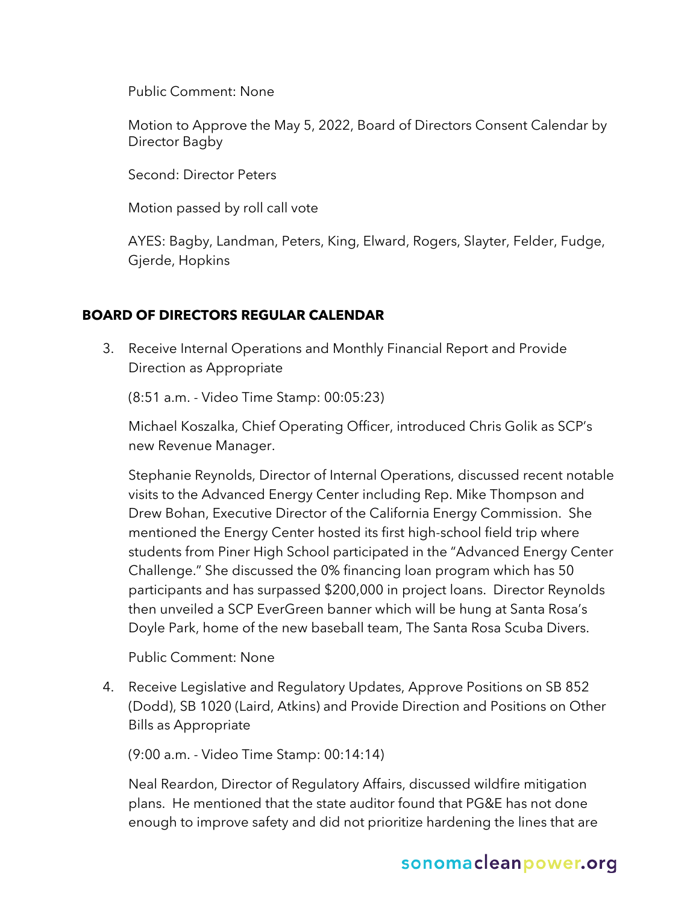Public Comment: None

Motion to Approve the May 5, 2022, Board of Directors Consent Calendar by Director Bagby

Second: Director Peters

Motion passed by roll call vote

AYES: Bagby, Landman, Peters, King, Elward, Rogers, Slayter, Felder, Fudge, Gjerde, Hopkins

## BOARD OF DIRECTORS REGULAR CALENDAR

3. Receive Internal Operations and Monthly Financial Report and Provide Direction as Appropriate

   (8:51 a.m. - Video Time Stamp: 00:05:23)

   Michael Koszalka, Chief Operating Officer, introduced Chris Golik as SCP's new Revenue Manager.

   Stephanie Reynolds, Director of Internal Operations, discussed recent notable visits to the Advanced Energy Center including Rep. Mike Thompson and Drew Bohan, Executive Director of the California Energy Commission. She mentioned the Energy Center hosted its first high-school field trip where students from Piner High School participated in the "Advanced Energy Center Challenge." She discussed the 0% financing loan program which has 50 participants and has surpassed $200,000 in project loans. Director Reynolds then unveiled a SCP EverGreen banner which will be hung at Santa Rosa's Doyle Park, home of the new baseball team, The Santa Rosa Scuba Divers.

   Public Comment: None

4. Receive Legislative and Regulatory Updates, Approve Positions on SB 852 (Dodd), SB 1020 (Laird, Atkins) and Provide Direction and Positions on Other Bills as Appropriate

   (9:00 a.m. - Video Time Stamp: 00:14:14)

   Neal Reardon, Director of Regulatory Affairs, discussed wildfire mitigation plans. He mentioned that the state auditor found that PG&E has not done enough to improve safety and did not prioritize hardening the lines that are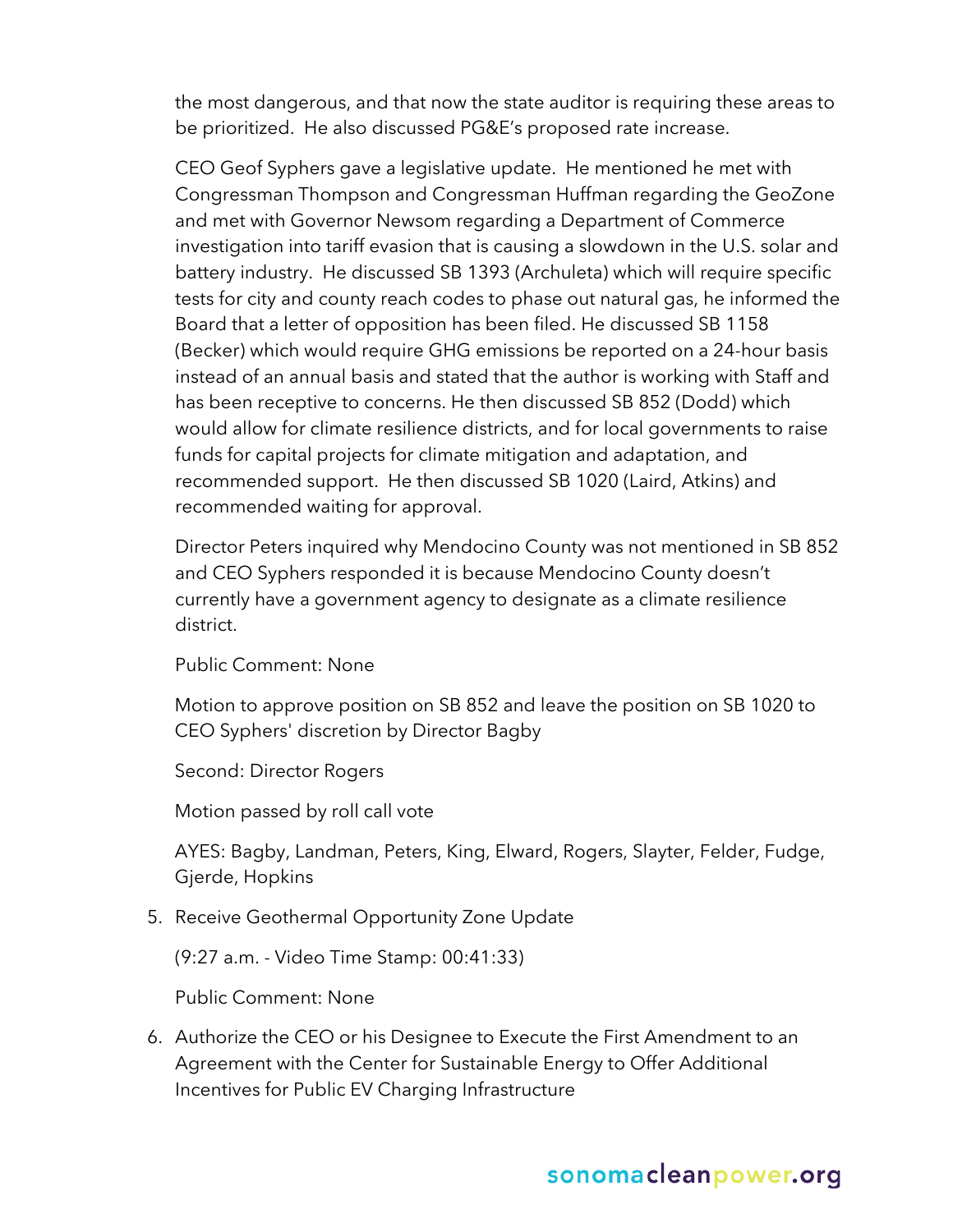the most dangerous, and that now the state auditor is requiring these areas to be prioritized. He also discussed PG&E's proposed rate increase.

CEO Geof Syphers gave a legislative update. He mentioned he met with Congressman Thompson and Congressman Huffman regarding the GeoZone and met with Governor Newsom regarding a Department of Commerce investigation into tariff evasion that is causing a slowdown in the U.S. solar and battery industry. He discussed SB 1393 (Archuleta) which will require specific tests for city and county reach codes to phase out natural gas, he informed the Board that a letter of opposition has been filed. He discussed SB 1158 (Becker) which would require GHG emissions be reported on a 24-hour basis instead of an annual basis and stated that the author is working with Staff and has been receptive to concerns. He then discussed SB 852 (Dodd) which would allow for climate resilience districts, and for local governments to raise funds for capital projects for climate mitigation and adaptation, and recommended support. He then discussed SB 1020 (Laird, Atkins) and recommended waiting for approval.

Director Peters inquired why Mendocino County was not mentioned in SB 852 and CEO Syphers responded it is because Mendocino County doesn't currently have a government agency to designate as a climate resilience district.

Public Comment: None

Motion to approve position on SB 852 and leave the position on SB 1020 to CEO Syphers' discretion by Director Bagby

Second: Director Rogers

Motion passed by roll call vote

AYES: Bagby, Landman, Peters, King, Elward, Rogers, Slayter, Felder, Fudge, Gjerde, Hopkins

5. Receive Geothermal Opportunity Zone Update

   (9:27 a.m. - Video Time Stamp: 00:41:33)

   Public Comment: None

6. Authorize the CEO or his Designee to Execute the First Amendment to an Agreement with the Center for Sustainable Energy to Offer Additional Incentives for Public EV Charging Infrastructure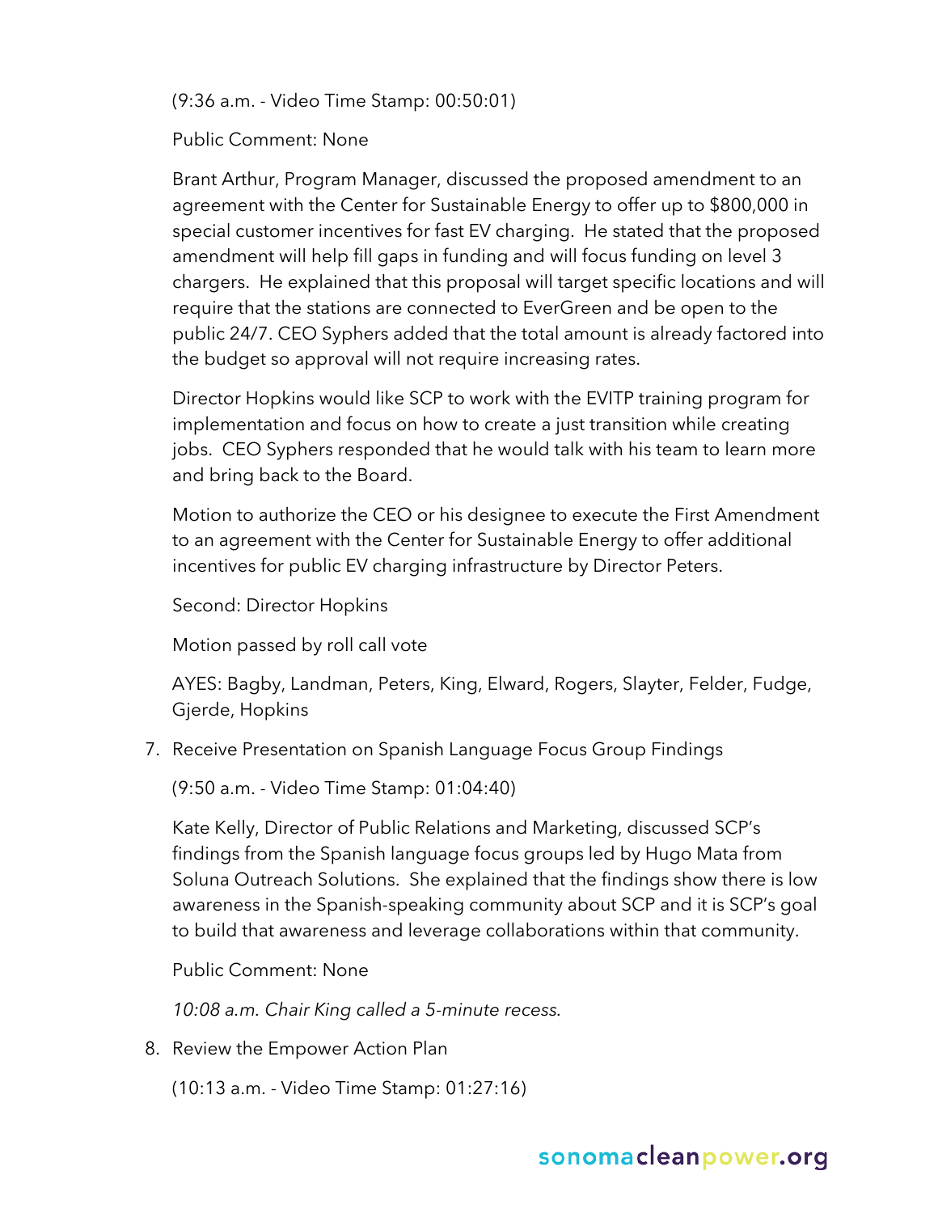(9:36 a.m. - Video Time Stamp: 00:50:01)

Public Comment: None

Brant Arthur, Program Manager, discussed the proposed amendment to an agreement with the Center for Sustainable Energy to offer up to $800,000 in special customer incentives for fast EV charging. He stated that the proposed amendment will help fill gaps in funding and will focus funding on level 3 chargers. He explained that this proposal will target specific locations and will require that the stations are connected to EverGreen and be open to the public 24/7. CEO Syphers added that the total amount is already factored into the budget so approval will not require increasing rates.

Director Hopkins would like SCP to work with the EVITP training program for implementation and focus on how to create a just transition while creating jobs. CEO Syphers responded that he would talk with his team to learn more and bring back to the Board.

Motion to authorize the CEO or his designee to execute the First Amendment to an agreement with the Center for Sustainable Energy to offer additional incentives for public EV charging infrastructure by Director Peters.

Second: Director Hopkins

Motion passed by roll call vote

AYES: Bagby, Landman, Peters, King, Elward, Rogers, Slayter, Felder, Fudge, Gjerde, Hopkins

7. Receive Presentation on Spanish Language Focus Group Findings

   (9:50 a.m. - Video Time Stamp: 01:04:40)

   Kate Kelly, Director of Public Relations and Marketing, discussed SCP's findings from the Spanish language focus groups led by Hugo Mata from Soluna Outreach Solutions. She explained that the findings show there is low awareness in the Spanish-speaking community about SCP and it is SCP's goal to build that awareness and leverage collaborations within that community.

   Public Comment: None

   *10:08 a.m. Chair King called a 5-minute recess.*

8. Review the Empower Action Plan

   (10:13 a.m. - Video Time Stamp: 01:27:16)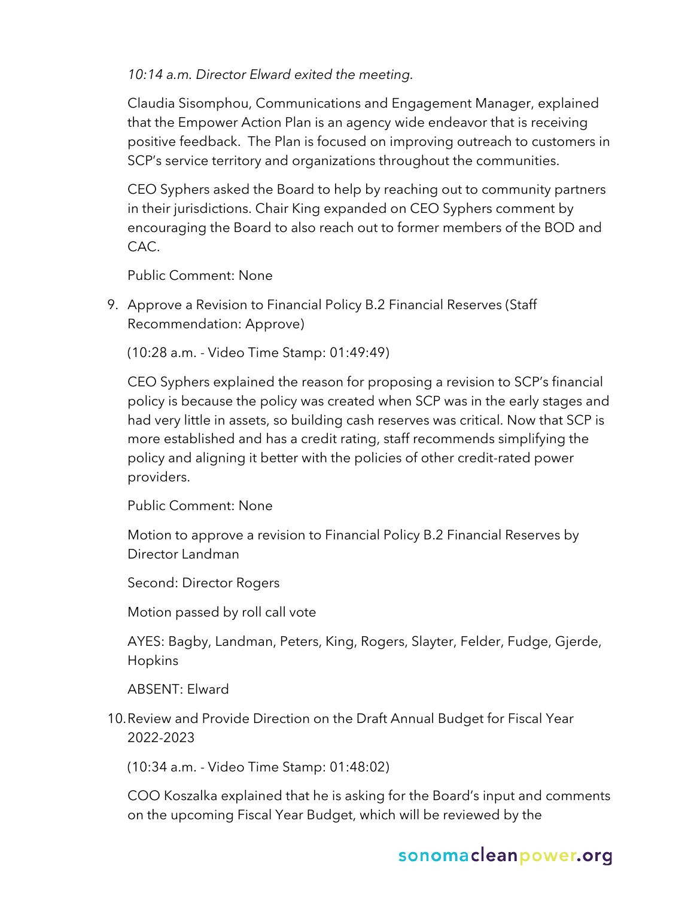*10:14 a.m. Director Elward exited the meeting.*

Claudia Sisomphou, Communications and Engagement Manager, explained that the Empower Action Plan is an agency wide endeavor that is receiving positive feedback. The Plan is focused on improving outreach to customers in SCP's service territory and organizations throughout the communities.

CEO Syphers asked the Board to help by reaching out to community partners in their jurisdictions. Chair King expanded on CEO Syphers comment by encouraging the Board to also reach out to former members of the BOD and CAC.

Public Comment: None

9. Approve a Revision to Financial Policy B.2 Financial Reserves (Staff Recommendation: Approve)

   (10:28 a.m. - Video Time Stamp: 01:49:49)

   CEO Syphers explained the reason for proposing a revision to SCP's financial policy is because the policy was created when SCP was in the early stages and had very little in assets, so building cash reserves was critical. Now that SCP is more established and has a credit rating, staff recommends simplifying the policy and aligning it better with the policies of other credit-rated power providers.

   Public Comment: None

   Motion to approve a revision to Financial Policy B.2 Financial Reserves by Director Landman

   Second: Director Rogers

   Motion passed by roll call vote

   AYES: Bagby, Landman, Peters, King, Rogers, Slayter, Felder, Fudge, Gjerde, Hopkins

   ABSENT: Elward

10. Review and Provide Direction on the Draft Annual Budget for Fiscal Year 2022-2023

    (10:34 a.m. - Video Time Stamp: 01:48:02)

    COO Koszalka explained that he is asking for the Board's input and comments on the upcoming Fiscal Year Budget, which will be reviewed by the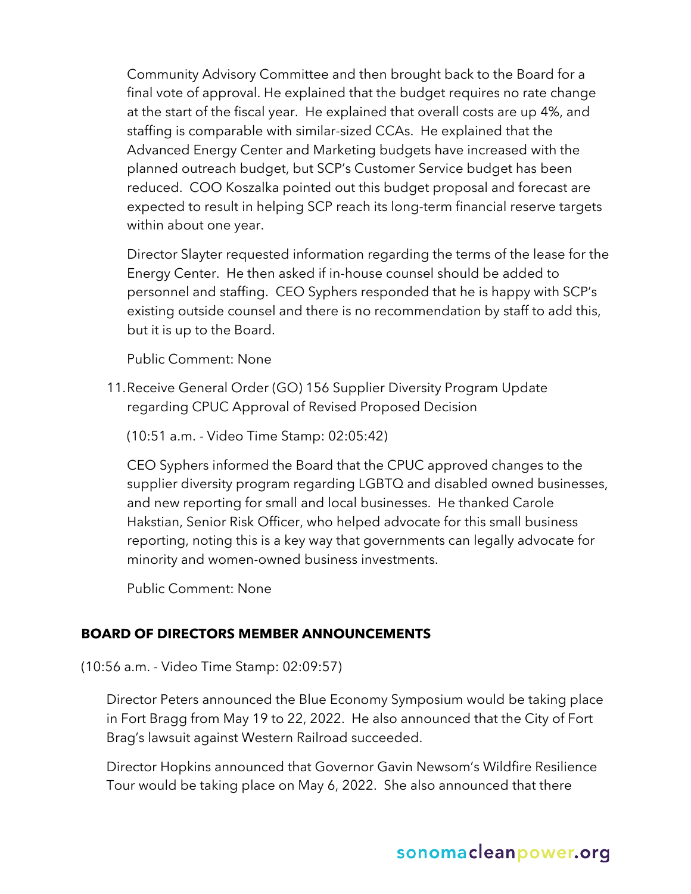Community Advisory Committee and then brought back to the Board for a final vote of approval. He explained that the budget requires no rate change at the start of the fiscal year. He explained that overall costs are up 4%, and staffing is comparable with similar-sized CCAs. He explained that the Advanced Energy Center and Marketing budgets have increased with the planned outreach budget, but SCP's Customer Service budget has been reduced. COO Koszalka pointed out this budget proposal and forecast are expected to result in helping SCP reach its long-term financial reserve targets within about one year.

Director Slayter requested information regarding the terms of the lease for the Energy Center. He then asked if in-house counsel should be added to personnel and staffing. CEO Syphers responded that he is happy with SCP's existing outside counsel and there is no recommendation by staff to add this, but it is up to the Board.

Public Comment: None

11. Receive General Order (GO) 156 Supplier Diversity Program Update regarding CPUC Approval of Revised Proposed Decision

(10:51 a.m. - Video Time Stamp: 02:05:42)

CEO Syphers informed the Board that the CPUC approved changes to the supplier diversity program regarding LGBTQ and disabled owned businesses, and new reporting for small and local businesses. He thanked Carole Hakstian, Senior Risk Officer, who helped advocate for this small business reporting, noting this is a key way that governments can legally advocate for minority and women-owned business investments.

Public Comment: None

## BOARD OF DIRECTORS MEMBER ANNOUNCEMENTS

(10:56 a.m. - Video Time Stamp: 02:09:57)

Director Peters announced the Blue Economy Symposium would be taking place in Fort Bragg from May 19 to 22, 2022. He also announced that the City of Fort Brag's lawsuit against Western Railroad succeeded.

Director Hopkins announced that Governor Gavin Newsom's Wildfire Resilience Tour would be taking place on May 6, 2022. She also announced that there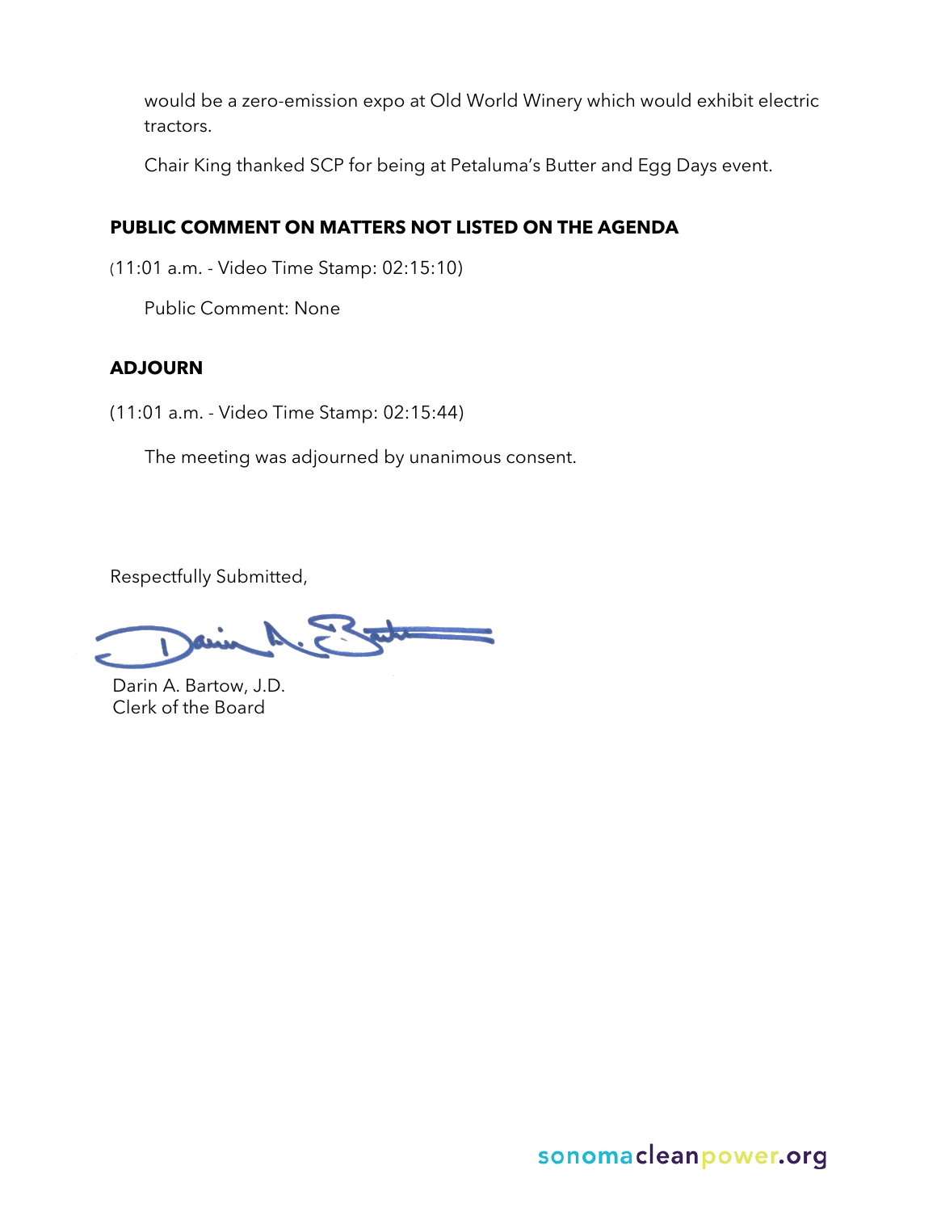would be a zero-emission expo at Old World Winery which would exhibit electric tractors.

Chair King thanked SCP for being at Petaluma's Butter and Egg Days event.

## PUBLIC COMMENT ON MATTERS NOT LISTED ON THE AGENDA

(11:01 a.m. - Video Time Stamp: 02:15:10)

Public Comment: None

## ADJOURN

(11:01 a.m. - Video Time Stamp: 02:15:44)

The meeting was adjourned by unanimous consent.

Respectfully Submitted,

Darin A. Bartow, J.D.
Clerk of the Board